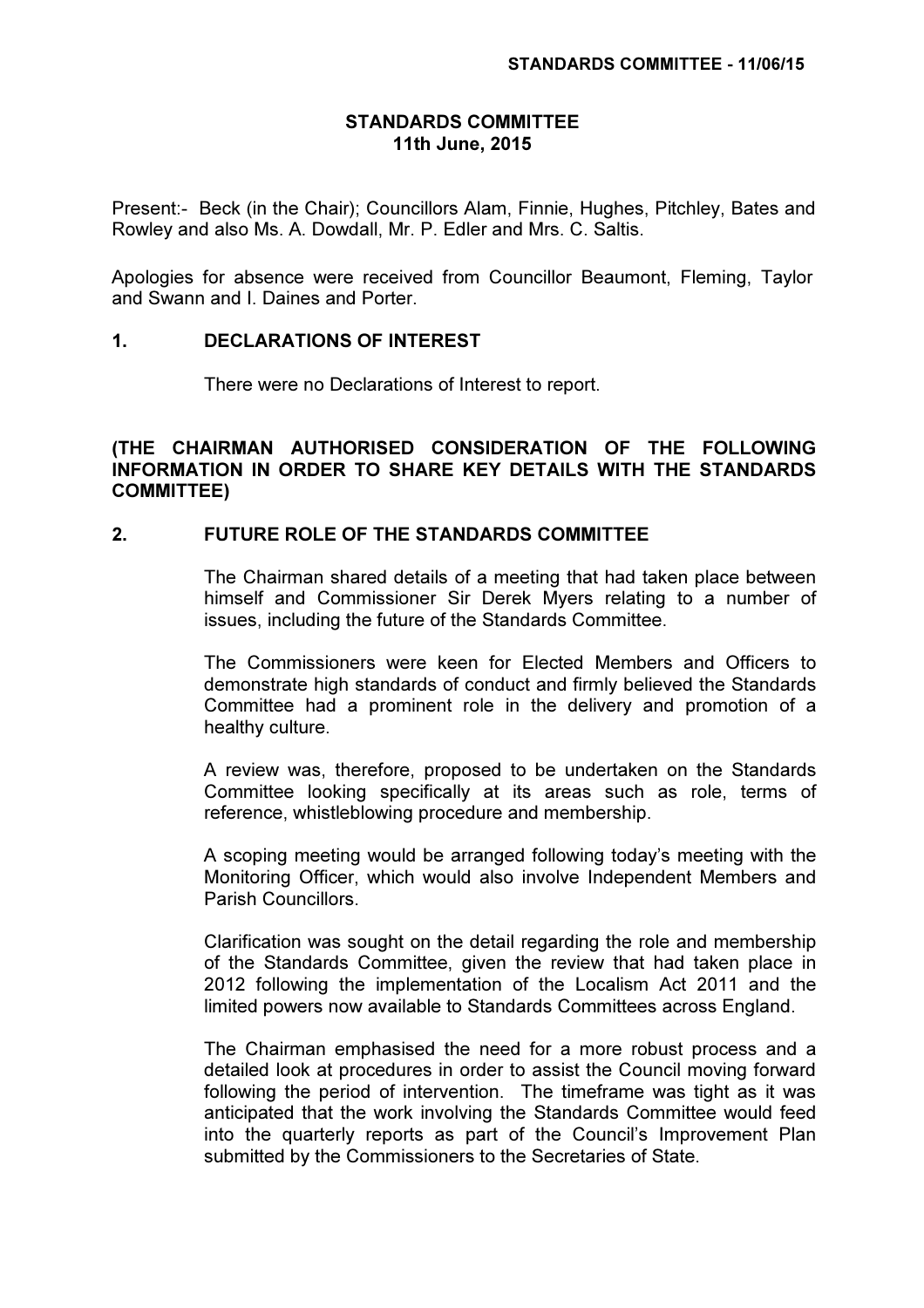# STANDARDS COMMITTEE
## 11th June, 2015

Present:- Beck (in the Chair); Councillors Alam, Finnie, Hughes, Pitchley, Bates and Rowley and also Ms. A. Dowdall, Mr. P. Edler and Mrs. C. Saltis.

Apologies for absence were received from Councillor Beaumont, Fleming, Taylor and Swann and I. Daines and Porter.

### 1. DECLARATIONS OF INTEREST

There were no Declarations of Interest to report.

**(THE CHAIRMAN AUTHORISED CONSIDERATION OF THE FOLLOWING INFORMATION IN ORDER TO SHARE KEY DETAILS WITH THE STANDARDS COMMITTEE)**

### 2. FUTURE ROLE OF THE STANDARDS COMMITTEE

The Chairman shared details of a meeting that had taken place between himself and Commissioner Sir Derek Myers relating to a number of issues, including the future of the Standards Committee.

The Commissioners were keen for Elected Members and Officers to demonstrate high standards of conduct and firmly believed the Standards Committee had a prominent role in the delivery and promotion of a healthy culture.

A review was, therefore, proposed to be undertaken on the Standards Committee looking specifically at its areas such as role, terms of reference, whistleblowing procedure and membership.

A scoping meeting would be arranged following today's meeting with the Monitoring Officer, which would also involve Independent Members and Parish Councillors.

Clarification was sought on the detail regarding the role and membership of the Standards Committee, given the review that had taken place in 2012 following the implementation of the Localism Act 2011 and the limited powers now available to Standards Committees across England.

The Chairman emphasised the need for a more robust process and a detailed look at procedures in order to assist the Council moving forward following the period of intervention. The timeframe was tight as it was anticipated that the work involving the Standards Committee would feed into the quarterly reports as part of the Council's Improvement Plan submitted by the Commissioners to the Secretaries of State.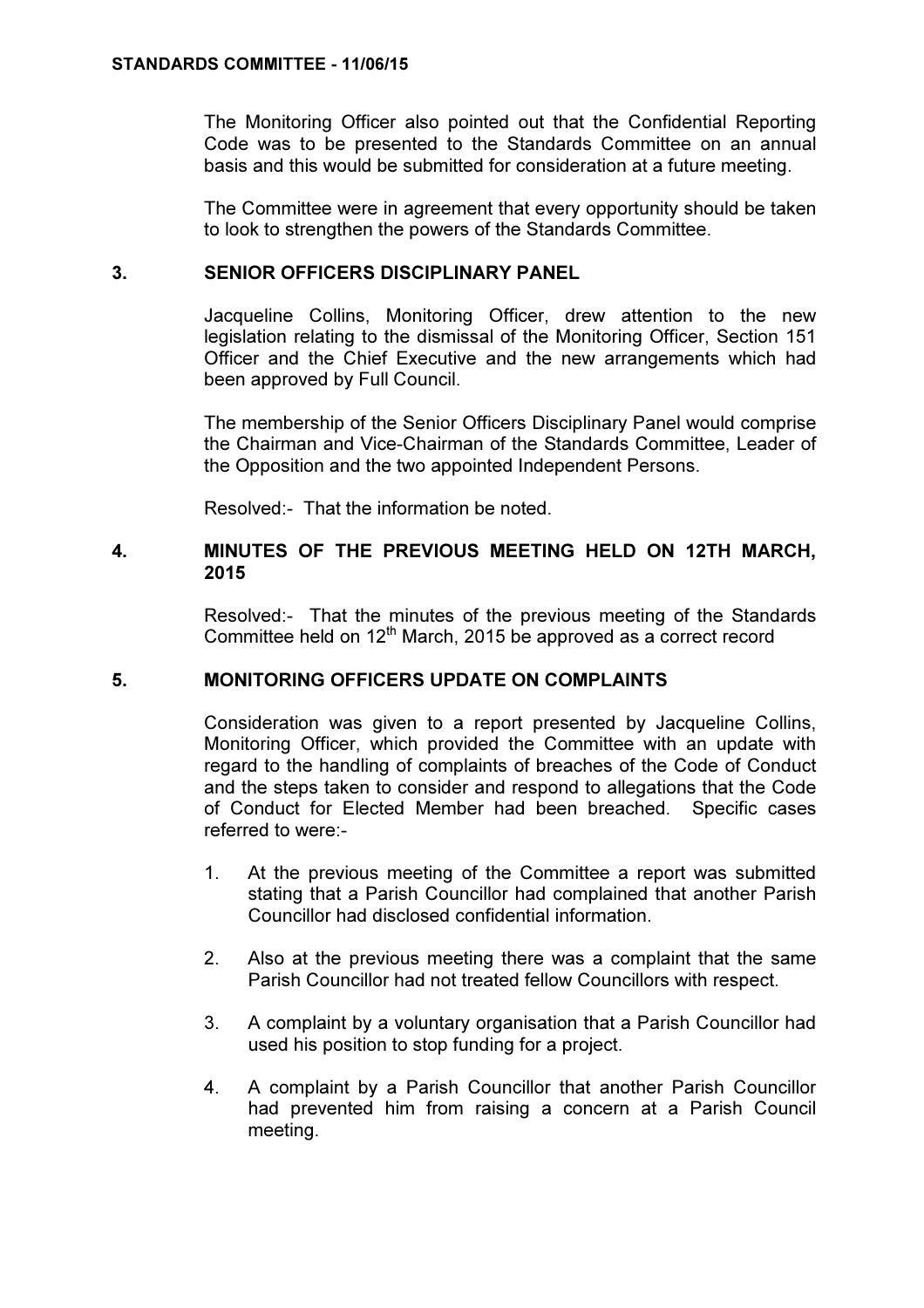The Monitoring Officer also pointed out that the Confidential Reporting Code was to be presented to the Standards Committee on an annual basis and this would be submitted for consideration at a future meeting.

The Committee were in agreement that every opportunity should be taken to look to strengthen the powers of the Standards Committee.

## 3. SENIOR OFFICERS DISCIPLINARY PANEL

Jacqueline Collins, Monitoring Officer, drew attention to the new legislation relating to the dismissal of the Monitoring Officer, Section 151 Officer and the Chief Executive and the new arrangements which had been approved by Full Council.

The membership of the Senior Officers Disciplinary Panel would comprise the Chairman and Vice-Chairman of the Standards Committee, Leader of the Opposition and the two appointed Independent Persons.

Resolved:- That the information be noted.

## 4. MINUTES OF THE PREVIOUS MEETING HELD ON 12TH MARCH, 2015

Resolved:- That the minutes of the previous meeting of the Standards Committee held on 12th March, 2015 be approved as a correct record

## 5. MONITORING OFFICERS UPDATE ON COMPLAINTS

Consideration was given to a report presented by Jacqueline Collins, Monitoring Officer, which provided the Committee with an update with regard to the handling of complaints of breaches of the Code of Conduct and the steps taken to consider and respond to allegations that the Code of Conduct for Elected Member had been breached. Specific cases referred to were:-

1. At the previous meeting of the Committee a report was submitted stating that a Parish Councillor had complained that another Parish Councillor had disclosed confidential information.

2. Also at the previous meeting there was a complaint that the same Parish Councillor had not treated fellow Councillors with respect.

3. A complaint by a voluntary organisation that a Parish Councillor had used his position to stop funding for a project.

4. A complaint by a Parish Councillor that another Parish Councillor had prevented him from raising a concern at a Parish Council meeting.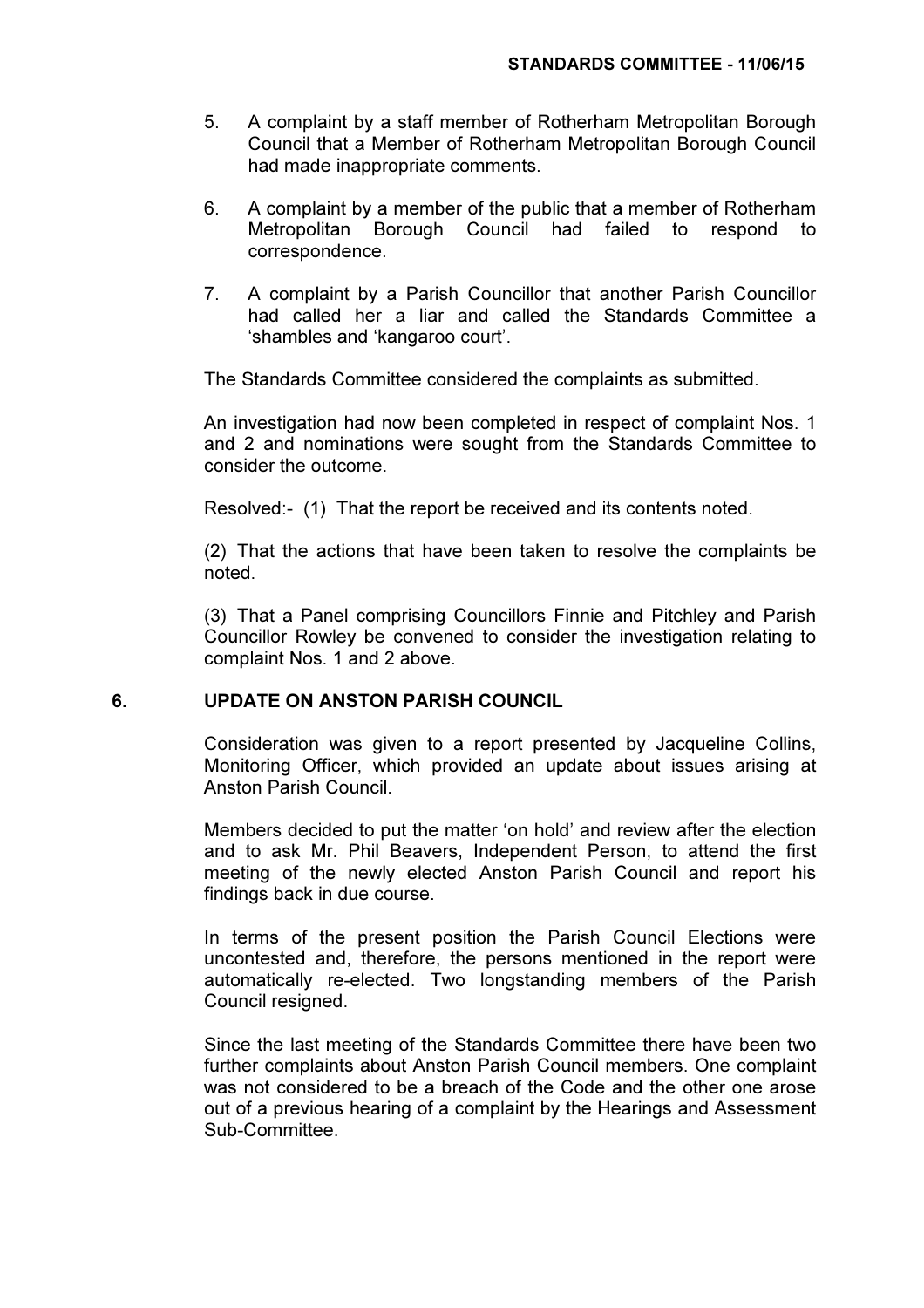5. A complaint by a staff member of Rotherham Metropolitan Borough Council that a Member of Rotherham Metropolitan Borough Council had made inappropriate comments.

6. A complaint by a member of the public that a member of Rotherham Metropolitan Borough Council had failed to respond to correspondence.

7. A complaint by a Parish Councillor that another Parish Councillor had called her a liar and called the Standards Committee a 'shambles and 'kangaroo court'.

The Standards Committee considered the complaints as submitted.

An investigation had now been completed in respect of complaint Nos. 1 and 2 and nominations were sought from the Standards Committee to consider the outcome.

Resolved:- (1) That the report be received and its contents noted.

(2) That the actions that have been taken to resolve the complaints be noted.

(3) That a Panel comprising Councillors Finnie and Pitchley and Parish Councillor Rowley be convened to consider the investigation relating to complaint Nos. 1 and 2 above.

## 6. UPDATE ON ANSTON PARISH COUNCIL

Consideration was given to a report presented by Jacqueline Collins, Monitoring Officer, which provided an update about issues arising at Anston Parish Council.

Members decided to put the matter 'on hold' and review after the election and to ask Mr. Phil Beavers, Independent Person, to attend the first meeting of the newly elected Anston Parish Council and report his findings back in due course.

In terms of the present position the Parish Council Elections were uncontested and, therefore, the persons mentioned in the report were automatically re-elected. Two longstanding members of the Parish Council resigned.

Since the last meeting of the Standards Committee there have been two further complaints about Anston Parish Council members. One complaint was not considered to be a breach of the Code and the other one arose out of a previous hearing of a complaint by the Hearings and Assessment Sub-Committee.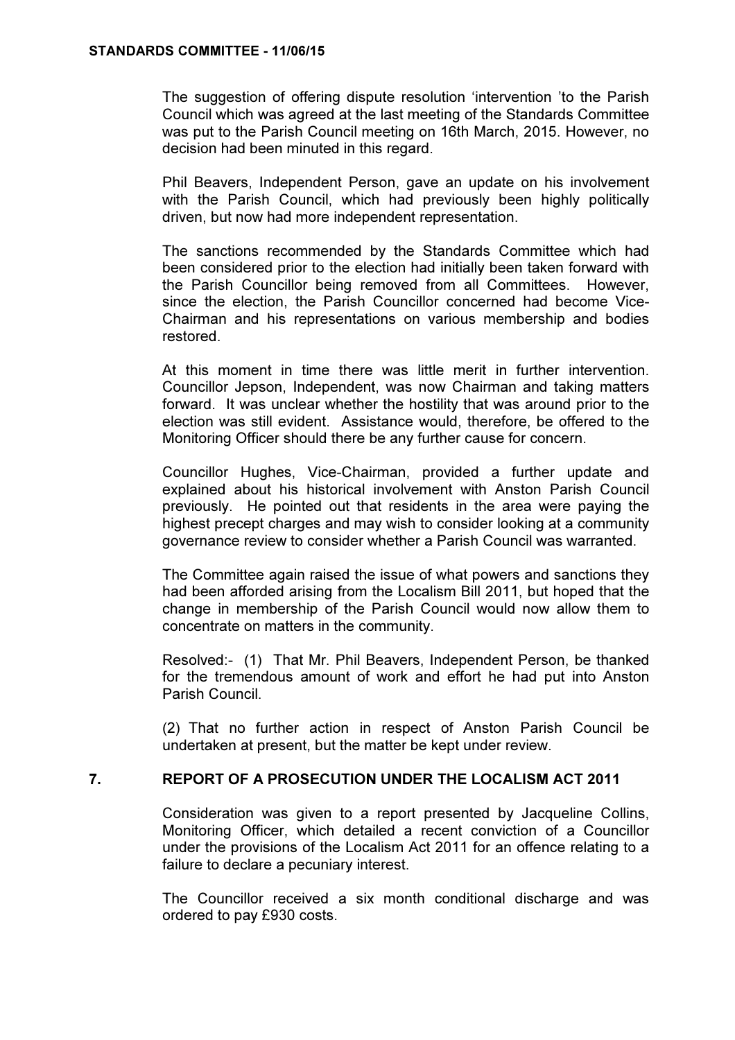The suggestion of offering dispute resolution 'intervention 'to the Parish Council which was agreed at the last meeting of the Standards Committee was put to the Parish Council meeting on 16th March, 2015. However, no decision had been minuted in this regard.

Phil Beavers, Independent Person, gave an update on his involvement with the Parish Council, which had previously been highly politically driven, but now had more independent representation.

The sanctions recommended by the Standards Committee which had been considered prior to the election had initially been taken forward with the Parish Councillor being removed from all Committees. However, since the election, the Parish Councillor concerned had become Vice-Chairman and his representations on various membership and bodies restored.

At this moment in time there was little merit in further intervention. Councillor Jepson, Independent, was now Chairman and taking matters forward. It was unclear whether the hostility that was around prior to the election was still evident. Assistance would, therefore, be offered to the Monitoring Officer should there be any further cause for concern.

Councillor Hughes, Vice-Chairman, provided a further update and explained about his historical involvement with Anston Parish Council previously. He pointed out that residents in the area were paying the highest precept charges and may wish to consider looking at a community governance review to consider whether a Parish Council was warranted.

The Committee again raised the issue of what powers and sanctions they had been afforded arising from the Localism Bill 2011, but hoped that the change in membership of the Parish Council would now allow them to concentrate on matters in the community.

Resolved:- (1) That Mr. Phil Beavers, Independent Person, be thanked for the tremendous amount of work and effort he had put into Anston Parish Council.

(2) That no further action in respect of Anston Parish Council be undertaken at present, but the matter be kept under review.

## 7. REPORT OF A PROSECUTION UNDER THE LOCALISM ACT 2011

Consideration was given to a report presented by Jacqueline Collins, Monitoring Officer, which detailed a recent conviction of a Councillor under the provisions of the Localism Act 2011 for an offence relating to a failure to declare a pecuniary interest.

The Councillor received a six month conditional discharge and was ordered to pay £930 costs.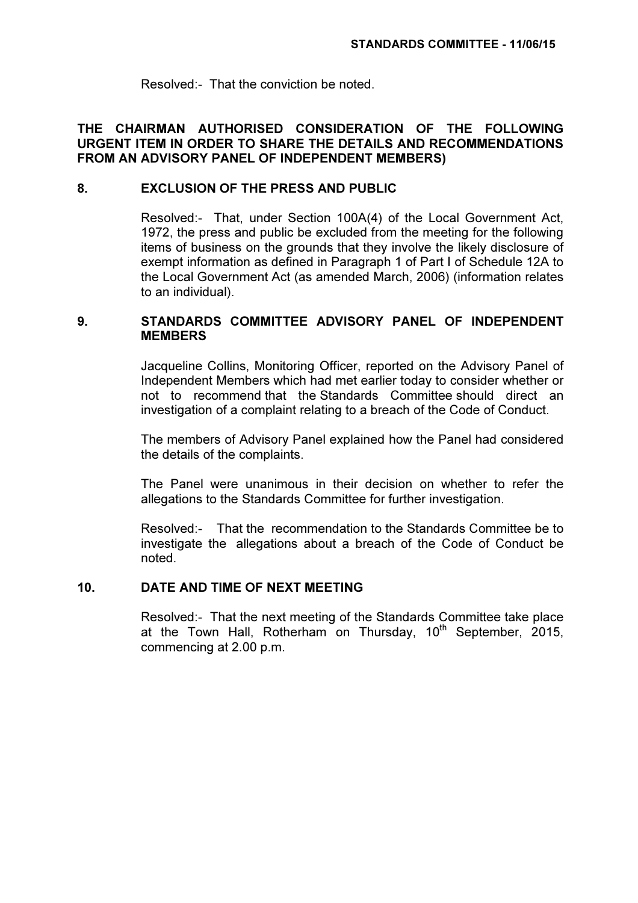Resolved:- That the conviction be noted.

**THE CHAIRMAN AUTHORISED CONSIDERATION OF THE FOLLOWING URGENT ITEM IN ORDER TO SHARE THE DETAILS AND RECOMMENDATIONS FROM AN ADVISORY PANEL OF INDEPENDENT MEMBERS)**

## 8. EXCLUSION OF THE PRESS AND PUBLIC

Resolved:- That, under Section 100A(4) of the Local Government Act, 1972, the press and public be excluded from the meeting for the following items of business on the grounds that they involve the likely disclosure of exempt information as defined in Paragraph 1 of Part I of Schedule 12A to the Local Government Act (as amended March, 2006) (information relates to an individual).

## 9. STANDARDS COMMITTEE ADVISORY PANEL OF INDEPENDENT MEMBERS

Jacqueline Collins, Monitoring Officer, reported on the Advisory Panel of Independent Members which had met earlier today to consider whether or not to recommend that the Standards Committee should direct an investigation of a complaint relating to a breach of the Code of Conduct.

The members of Advisory Panel explained how the Panel had considered the details of the complaints.

The Panel were unanimous in their decision on whether to refer the allegations to the Standards Committee for further investigation.

Resolved:- That the recommendation to the Standards Committee be to investigate the allegations about a breach of the Code of Conduct be noted.

## 10. DATE AND TIME OF NEXT MEETING

Resolved:- That the next meeting of the Standards Committee take place at the Town Hall, Rotherham on Thursday, 10th September, 2015, commencing at 2.00 p.m.